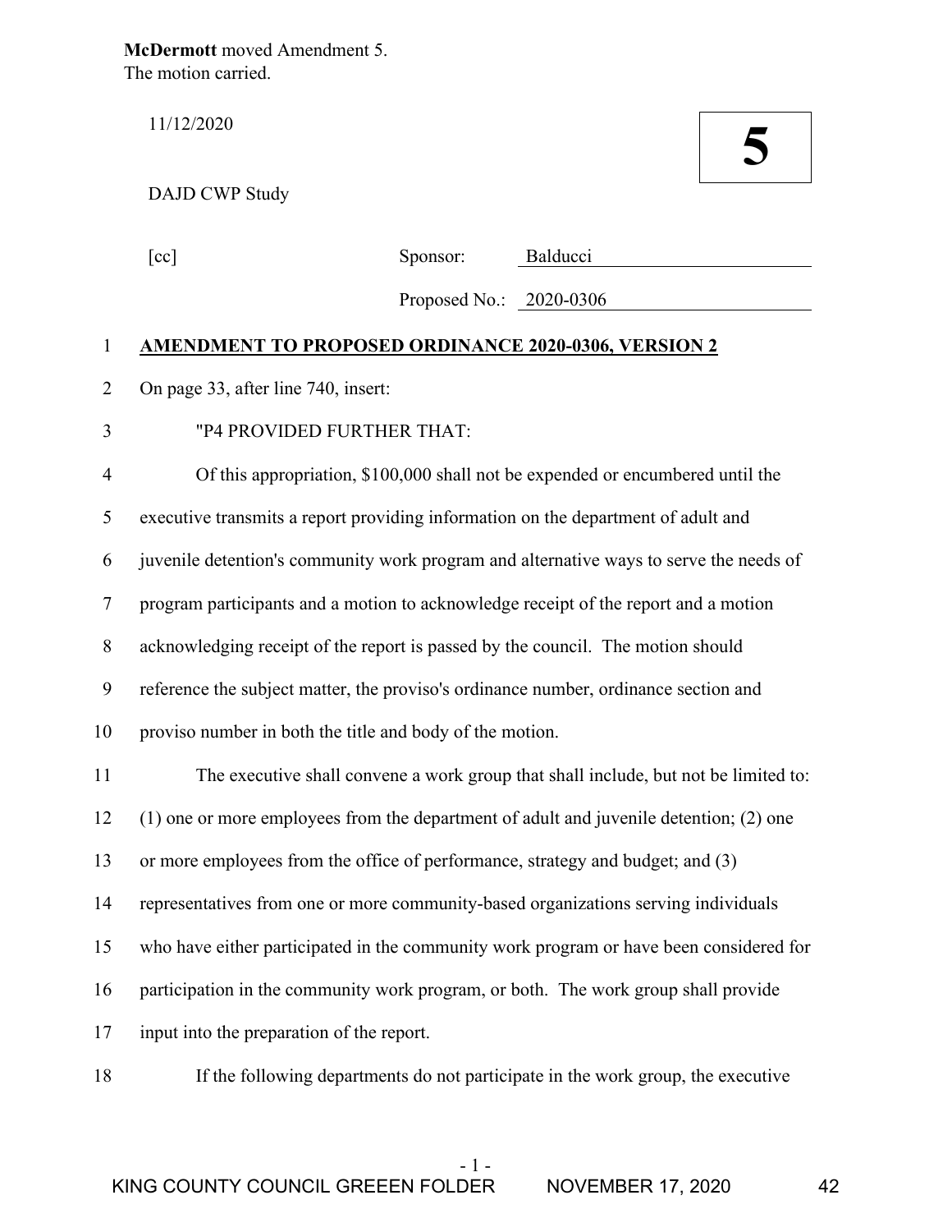**McDermott** moved Amendment 5.
The motion carried.

11/12/2020

**5**

DAJD CWP Study

[cc] Sponsor: Balducci

Proposed No.: 2020-0306

1 **AMENDMENT TO PROPOSED ORDINANCE 2020-0306, VERSION 2**

2 On page 33, after line 740, insert:

3 "P4 PROVIDED FURTHER THAT:

4 Of this appropriation, $100,000 shall not be expended or encumbered until the
5 executive transmits a report providing information on the department of adult and
6 juvenile detention's community work program and alternative ways to serve the needs of
7 program participants and a motion to acknowledge receipt of the report and a motion
8 acknowledging receipt of the report is passed by the council. The motion should
9 reference the subject matter, the proviso's ordinance number, ordinance section and
10 proviso number in both the title and body of the motion.

11 The executive shall convene a work group that shall include, but not be limited to:
12 (1) one or more employees from the department of adult and juvenile detention; (2) one
13 or more employees from the office of performance, strategy and budget; and (3)
14 representatives from one or more community-based organizations serving individuals
15 who have either participated in the community work program or have been considered for
16 participation in the community work program, or both. The work group shall provide
17 input into the preparation of the report.

18 If the following departments do not participate in the work group, the executive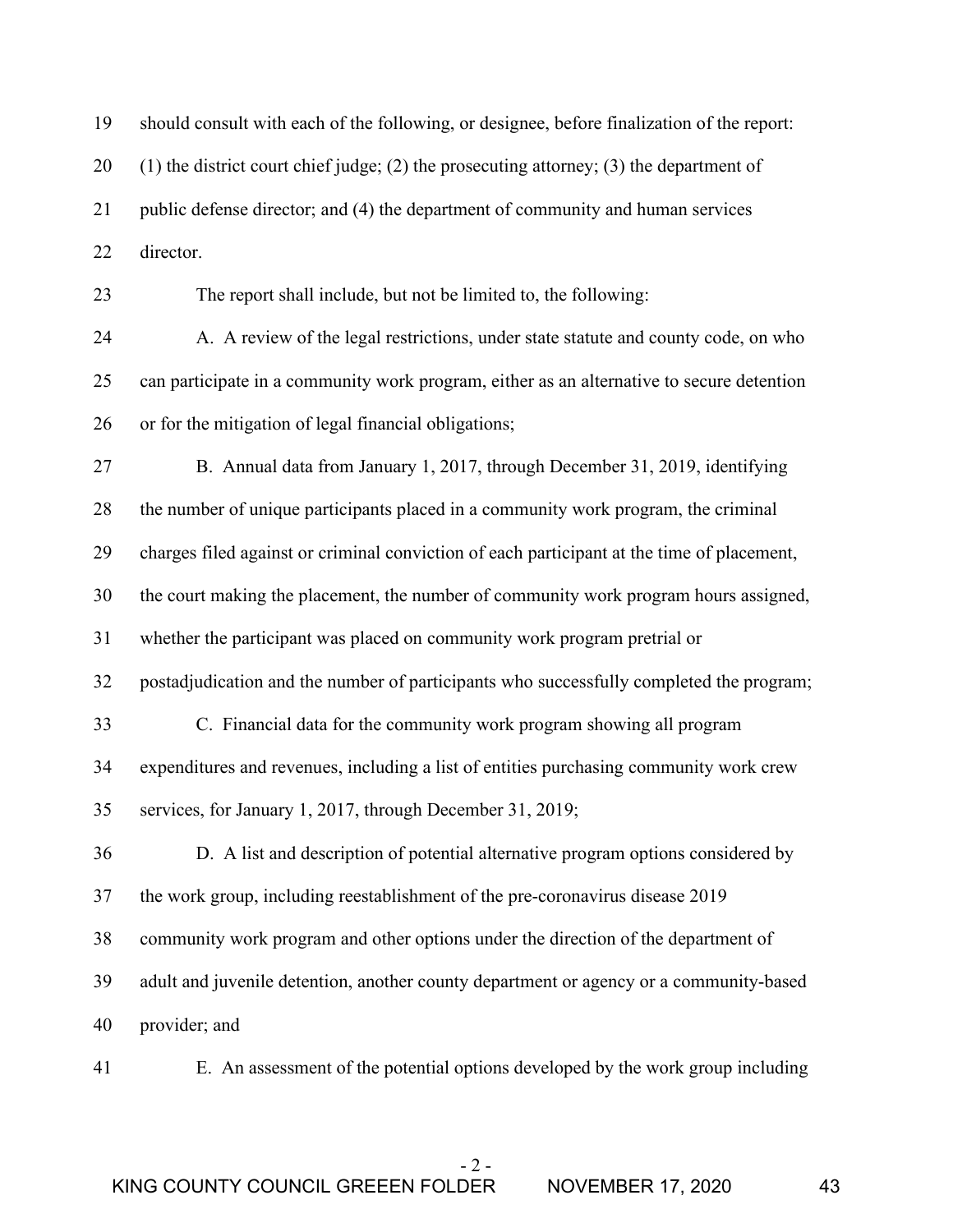should consult with each of the following, or designee, before finalization of the report: (1) the district court chief judge; (2) the prosecuting attorney; (3) the department of public defense director; and (4) the department of community and human services director.

The report shall include, but not be limited to, the following:

A. A review of the legal restrictions, under state statute and county code, on who can participate in a community work program, either as an alternative to secure detention or for the mitigation of legal financial obligations;

B. Annual data from January 1, 2017, through December 31, 2019, identifying the number of unique participants placed in a community work program, the criminal charges filed against or criminal conviction of each participant at the time of placement, the court making the placement, the number of community work program hours assigned, whether the participant was placed on community work program pretrial or postadjudication and the number of participants who successfully completed the program;

C. Financial data for the community work program showing all program expenditures and revenues, including a list of entities purchasing community work crew services, for January 1, 2017, through December 31, 2019;

D. A list and description of potential alternative program options considered by the work group, including reestablishment of the pre-coronavirus disease 2019 community work program and other options under the direction of the department of adult and juvenile detention, another county department or agency or a community-based provider; and

E. An assessment of the potential options developed by the work group including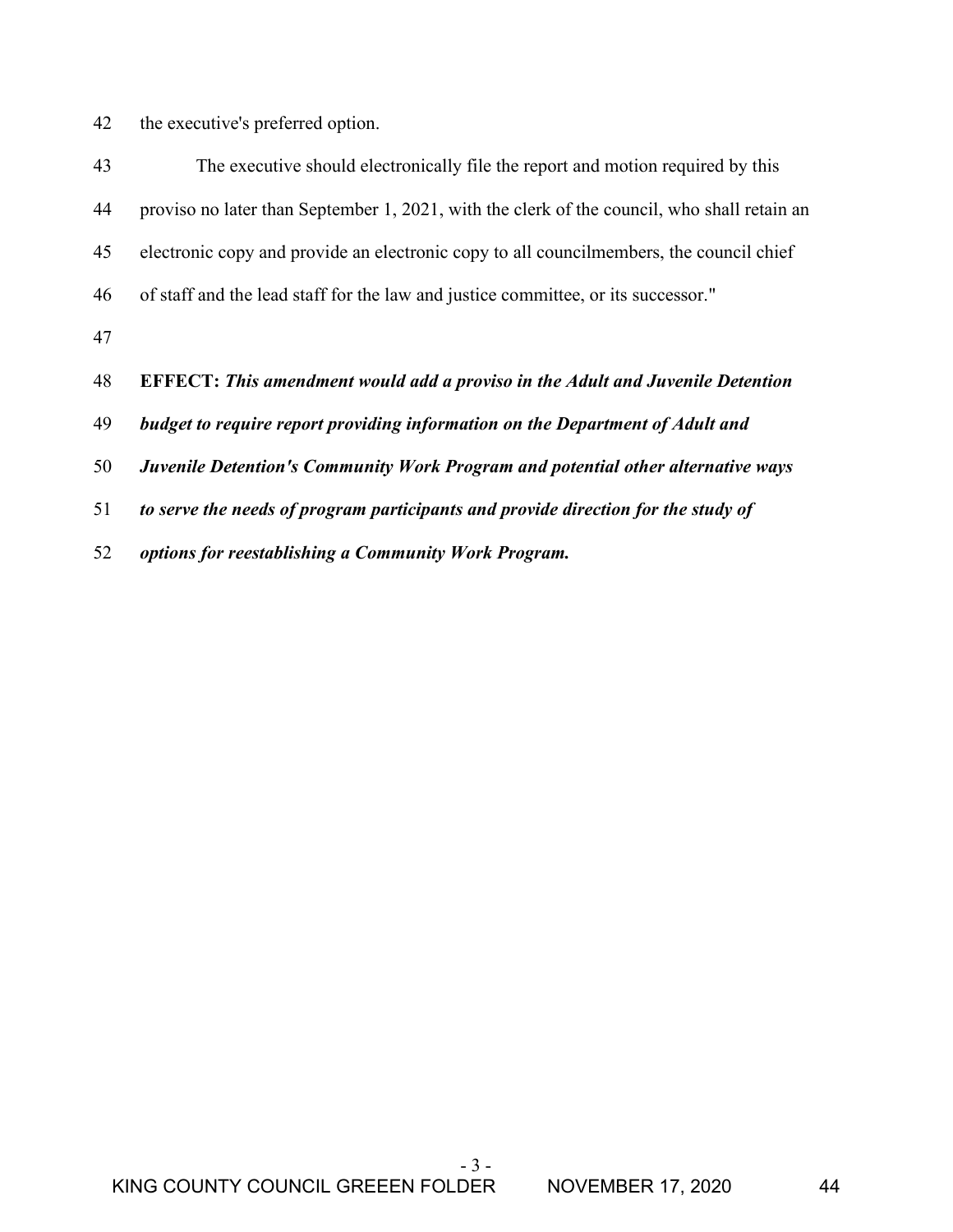the executive's preferred option.

The executive should electronically file the report and motion required by this proviso no later than September 1, 2021, with the clerk of the council, who shall retain an electronic copy and provide an electronic copy to all councilmembers, the council chief of staff and the lead staff for the law and justice committee, or its successor."

**EFFECT:** ***This amendment would add a proviso in the Adult and Juvenile Detention budget to require report providing information on the Department of Adult and Juvenile Detention's Community Work Program and potential other alternative ways to serve the needs of program participants and provide direction for the study of options for reestablishing a Community Work Program.***